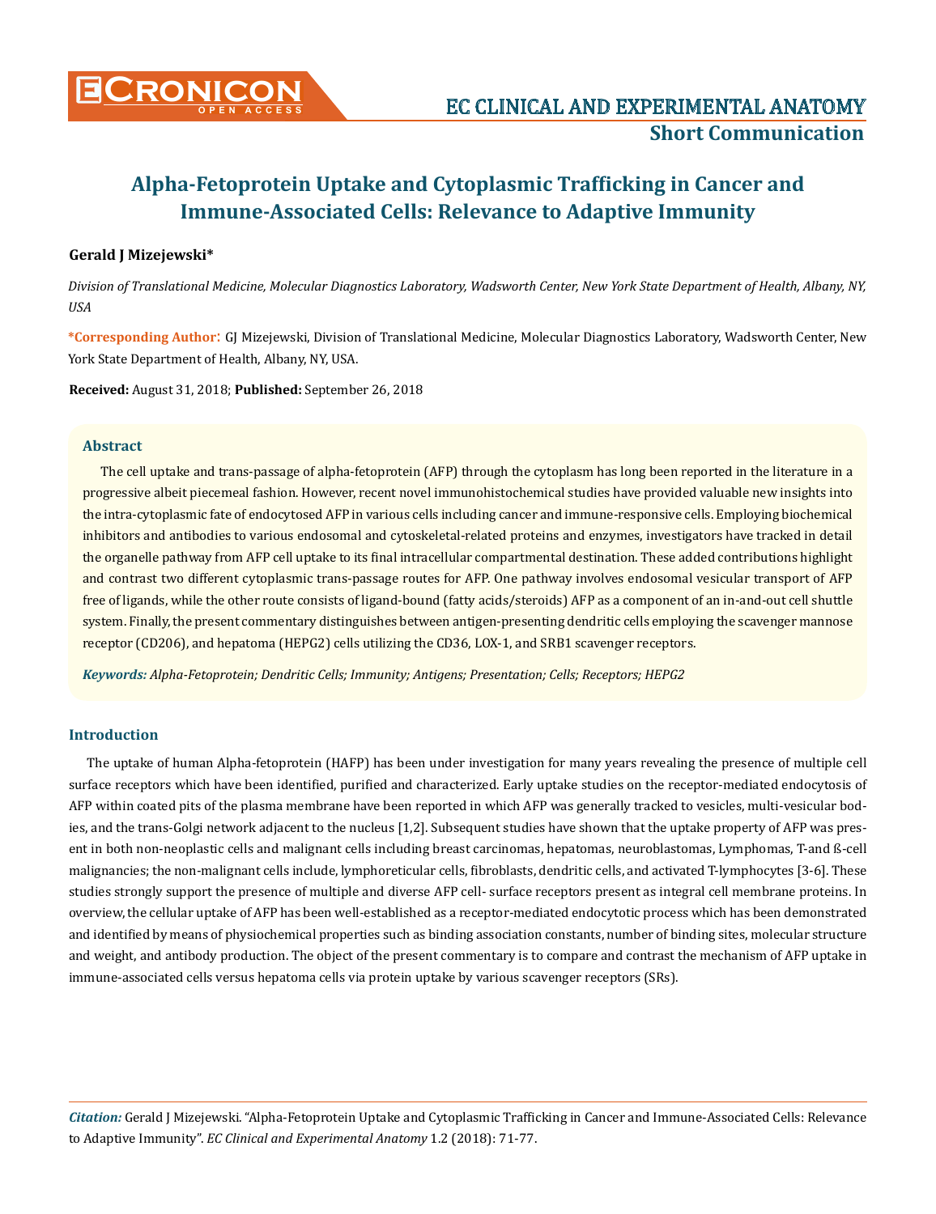# Alpha-Fetoprotein Uptake and Cytoplasmic Trafficking in Cancer and Immune-Associated Cells: Relevance to Adaptive Immunity

**Gerald J Mizejewski***

*Division of Translational Medicine, Molecular Diagnostics Laboratory, Wadsworth Center, New York State Department of Health, Albany, NY, USA*

**\*Corresponding Author:** GJ Mizejewski, Division of Translational Medicine, Molecular Diagnostics Laboratory, Wadsworth Center, New York State Department of Health, Albany, NY, USA.

**Received:** August 31, 2018; **Published:** September 26, 2018

## Abstract

The cell uptake and trans-passage of alpha-fetoprotein (AFP) through the cytoplasm has long been reported in the literature in a progressive albeit piecemeal fashion. However, recent novel immunohistochemical studies have provided valuable new insights into the intra-cytoplasmic fate of endocytosed AFP in various cells including cancer and immune-responsive cells. Employing biochemical inhibitors and antibodies to various endosomal and cytoskeletal-related proteins and enzymes, investigators have tracked in detail the organelle pathway from AFP cell uptake to its final intracellular compartmental destination. These added contributions highlight and contrast two different cytoplasmic trans-passage routes for AFP. One pathway involves endosomal vesicular transport of AFP free of ligands, while the other route consists of ligand-bound (fatty acids/steroids) AFP as a component of an in-and-out cell shuttle system. Finally, the present commentary distinguishes between antigen-presenting dendritic cells employing the scavenger mannose receptor (CD206), and hepatoma (HEPG2) cells utilizing the CD36, LOX-1, and SRB1 scavenger receptors.

***Keywords:*** *Alpha-Fetoprotein; Dendritic Cells; Immunity; Antigens; Presentation; Cells; Receptors; HEPG2*

## Introduction

The uptake of human Alpha-fetoprotein (HAFP) has been under investigation for many years revealing the presence of multiple cell surface receptors which have been identified, purified and characterized. Early uptake studies on the receptor-mediated endocytosis of AFP within coated pits of the plasma membrane have been reported in which AFP was generally tracked to vesicles, multi-vesicular bodies, and the trans-Golgi network adjacent to the nucleus [1,2]. Subsequent studies have shown that the uptake property of AFP was present in both non-neoplastic cells and malignant cells including breast carcinomas, hepatomas, neuroblastomas, Lymphomas, T-and ß-cell malignancies; the non-malignant cells include, lymphoreticular cells, fibroblasts, dendritic cells, and activated T-lymphocytes [3-6]. These studies strongly support the presence of multiple and diverse AFP cell- surface receptors present as integral cell membrane proteins. In overview, the cellular uptake of AFP has been well-established as a receptor-mediated endocytotic process which has been demonstrated and identified by means of physiochemical properties such as binding association constants, number of binding sites, molecular structure and weight, and antibody production. The object of the present commentary is to compare and contrast the mechanism of AFP uptake in immune-associated cells versus hepatoma cells via protein uptake by various scavenger receptors (SRs).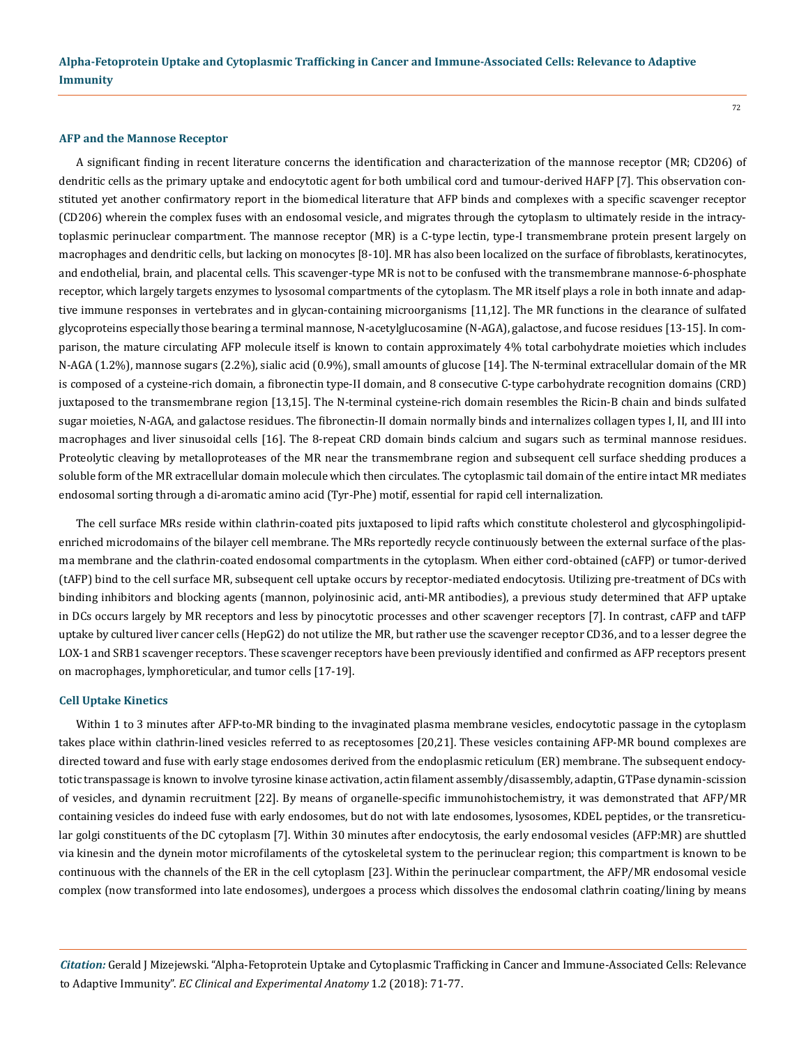### AFP and the Mannose Receptor

A significant finding in recent literature concerns the identification and characterization of the mannose receptor (MR; CD206) of dendritic cells as the primary uptake and endocytotic agent for both umbilical cord and tumour-derived HAFP [7]. This observation constituted yet another confirmatory report in the biomedical literature that AFP binds and complexes with a specific scavenger receptor (CD206) wherein the complex fuses with an endosomal vesicle, and migrates through the cytoplasm to ultimately reside in the intracytoplasmic perinuclear compartment. The mannose receptor (MR) is a C-type lectin, type-I transmembrane protein present largely on macrophages and dendritic cells, but lacking on monocytes [8-10]. MR has also been localized on the surface of fibroblasts, keratinocytes, and endothelial, brain, and placental cells. This scavenger-type MR is not to be confused with the transmembrane mannose-6-phosphate receptor, which largely targets enzymes to lysosomal compartments of the cytoplasm. The MR itself plays a role in both innate and adaptive immune responses in vertebrates and in glycan-containing microorganisms [11,12]. The MR functions in the clearance of sulfated glycoproteins especially those bearing a terminal mannose, N-acetylglucosamine (N-AGA), galactose, and fucose residues [13-15]. In comparison, the mature circulating AFP molecule itself is known to contain approximately 4% total carbohydrate moieties which includes N-AGA (1.2%), mannose sugars (2.2%), sialic acid (0.9%), small amounts of glucose [14]. The N-terminal extracellular domain of the MR is composed of a cysteine-rich domain, a fibronectin type-II domain, and 8 consecutive C-type carbohydrate recognition domains (CRD) juxtaposed to the transmembrane region [13,15]. The N-terminal cysteine-rich domain resembles the Ricin-B chain and binds sulfated sugar moieties, N-AGA, and galactose residues. The fibronectin-II domain normally binds and internalizes collagen types I, II, and III into macrophages and liver sinusoidal cells [16]. The 8-repeat CRD domain binds calcium and sugars such as terminal mannose residues. Proteolytic cleaving by metalloproteases of the MR near the transmembrane region and subsequent cell surface shedding produces a soluble form of the MR extracellular domain molecule which then circulates. The cytoplasmic tail domain of the entire intact MR mediates endosomal sorting through a di-aromatic amino acid (Tyr-Phe) motif, essential for rapid cell internalization.

The cell surface MRs reside within clathrin-coated pits juxtaposed to lipid rafts which constitute cholesterol and glycosphingolipid-enriched microdomains of the bilayer cell membrane. The MRs reportedly recycle continuously between the external surface of the plasma membrane and the clathrin-coated endosomal compartments in the cytoplasm. When either cord-obtained (cAFP) or tumor-derived (tAFP) bind to the cell surface MR, subsequent cell uptake occurs by receptor-mediated endocytosis. Utilizing pre-treatment of DCs with binding inhibitors and blocking agents (mannon, polyinosinic acid, anti-MR antibodies), a previous study determined that AFP uptake in DCs occurs largely by MR receptors and less by pinocytotic processes and other scavenger receptors [7]. In contrast, cAFP and tAFP uptake by cultured liver cancer cells (HepG2) do not utilize the MR, but rather use the scavenger receptor CD36, and to a lesser degree the LOX-1 and SRB1 scavenger receptors. These scavenger receptors have been previously identified and confirmed as AFP receptors present on macrophages, lymphoreticular, and tumor cells [17-19].

### Cell Uptake Kinetics

Within 1 to 3 minutes after AFP-to-MR binding to the invaginated plasma membrane vesicles, endocytotic passage in the cytoplasm takes place within clathrin-lined vesicles referred to as receptosomes [20,21]. These vesicles containing AFP-MR bound complexes are directed toward and fuse with early stage endosomes derived from the endoplasmic reticulum (ER) membrane. The subsequent endocytotic transpassage is known to involve tyrosine kinase activation, actin filament assembly/disassembly, adaptin, GTPase dynamin-scission of vesicles, and dynamin recruitment [22]. By means of organelle-specific immunohistochemistry, it was demonstrated that AFP/MR containing vesicles do indeed fuse with early endosomes, but do not with late endosomes, lysosomes, KDEL peptides, or the transreticular golgi constituents of the DC cytoplasm [7]. Within 30 minutes after endocytosis, the early endosomal vesicles (AFP:MR) are shuttled via kinesin and the dynein motor microfilaments of the cytoskeletal system to the perinuclear region; this compartment is known to be continuous with the channels of the ER in the cell cytoplasm [23]. Within the perinuclear compartment, the AFP/MR endosomal vesicle complex (now transformed into late endosomes), undergoes a process which dissolves the endosomal clathrin coating/lining by means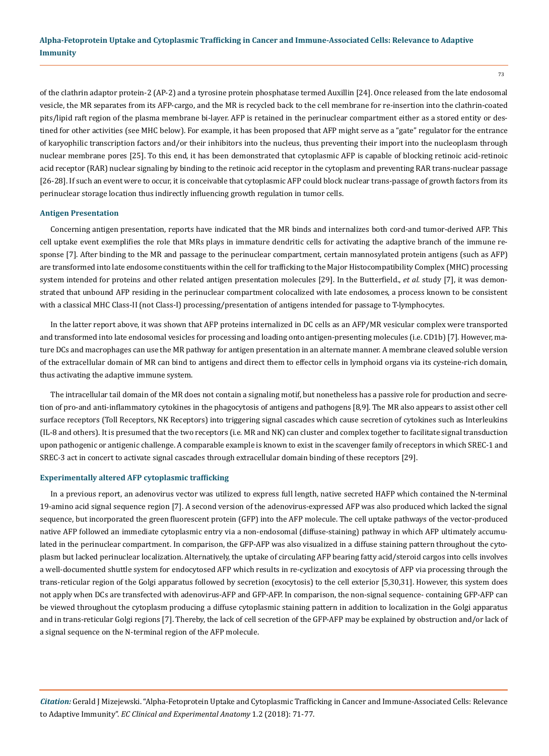of the clathrin adaptor protein-2 (AP-2) and a tyrosine protein phosphatase termed Auxillin [24]. Once released from the late endosomal vesicle, the MR separates from its AFP-cargo, and the MR is recycled back to the cell membrane for re-insertion into the clathrin-coated pits/lipid raft region of the plasma membrane bi-layer. AFP is retained in the perinuclear compartment either as a stored entity or destined for other activities (see MHC below). For example, it has been proposed that AFP might serve as a "gate" regulator for the entrance of karyophilic transcription factors and/or their inhibitors into the nucleus, thus preventing their import into the nucleoplasm through nuclear membrane pores [25]. To this end, it has been demonstrated that cytoplasmic AFP is capable of blocking retinoic acid-retinoic acid receptor (RAR) nuclear signaling by binding to the retinoic acid receptor in the cytoplasm and preventing RAR trans-nuclear passage [26-28]. If such an event were to occur, it is conceivable that cytoplasmic AFP could block nuclear trans-passage of growth factors from its perinuclear storage location thus indirectly influencing growth regulation in tumor cells.

### Antigen Presentation

Concerning antigen presentation, reports have indicated that the MR binds and internalizes both cord-and tumor-derived AFP. This cell uptake event exemplifies the role that MRs plays in immature dendritic cells for activating the adaptive branch of the immune response [7]. After binding to the MR and passage to the perinuclear compartment, certain mannosylated protein antigens (such as AFP) are transformed into late endosome constituents within the cell for trafficking to the Major Histocompatibility Complex (MHC) processing system intended for proteins and other related antigen presentation molecules [29]. In the Butterfield., *et al.* study [7], it was demonstrated that unbound AFP residing in the perinuclear compartment colocalized with late endosomes, a process known to be consistent with a classical MHC Class-II (not Class-I) processing/presentation of antigens intended for passage to T-lymphocytes.

In the latter report above, it was shown that AFP proteins internalized in DC cells as an AFP/MR vesicular complex were transported and transformed into late endosomal vesicles for processing and loading onto antigen-presenting molecules (i.e. CD1b) [7]. However, mature DCs and macrophages can use the MR pathway for antigen presentation in an alternate manner. A membrane cleaved soluble version of the extracellular domain of MR can bind to antigens and direct them to effector cells in lymphoid organs via its cysteine-rich domain, thus activating the adaptive immune system.

The intracellular tail domain of the MR does not contain a signaling motif, but nonetheless has a passive role for production and secretion of pro-and anti-inflammatory cytokines in the phagocytosis of antigens and pathogens [8,9]. The MR also appears to assist other cell surface receptors (Toll Receptors, NK Receptors) into triggering signal cascades which cause secretion of cytokines such as Interleukins (IL-8 and others). It is presumed that the two receptors (i.e. MR and NK) can cluster and complex together to facilitate signal transduction upon pathogenic or antigenic challenge. A comparable example is known to exist in the scavenger family of receptors in which SREC-1 and SREC-3 act in concert to activate signal cascades through extracellular domain binding of these receptors [29].

### Experimentally altered AFP cytoplasmic trafficking

In a previous report, an adenovirus vector was utilized to express full length, native secreted HAFP which contained the N-terminal 19-amino acid signal sequence region [7]. A second version of the adenovirus-expressed AFP was also produced which lacked the signal sequence, but incorporated the green fluorescent protein (GFP) into the AFP molecule. The cell uptake pathways of the vector-produced native AFP followed an immediate cytoplasmic entry via a non-endosomal (diffuse-staining) pathway in which AFP ultimately accumulated in the perinuclear compartment. In comparison, the GFP-AFP was also visualized in a diffuse staining pattern throughout the cytoplasm but lacked perinuclear localization. Alternatively, the uptake of circulating AFP bearing fatty acid/steroid cargos into cells involves a well-documented shuttle system for endocytosed AFP which results in re-cyclization and exocytosis of AFP via processing through the trans-reticular region of the Golgi apparatus followed by secretion (exocytosis) to the cell exterior [5,30,31]. However, this system does not apply when DCs are transfected with adenovirus-AFP and GFP-AFP. In comparison, the non-signal sequence- containing GFP-AFP can be viewed throughout the cytoplasm producing a diffuse cytoplasmic staining pattern in addition to localization in the Golgi apparatus and in trans-reticular Golgi regions [7]. Thereby, the lack of cell secretion of the GFP-AFP may be explained by obstruction and/or lack of a signal sequence on the N-terminal region of the AFP molecule.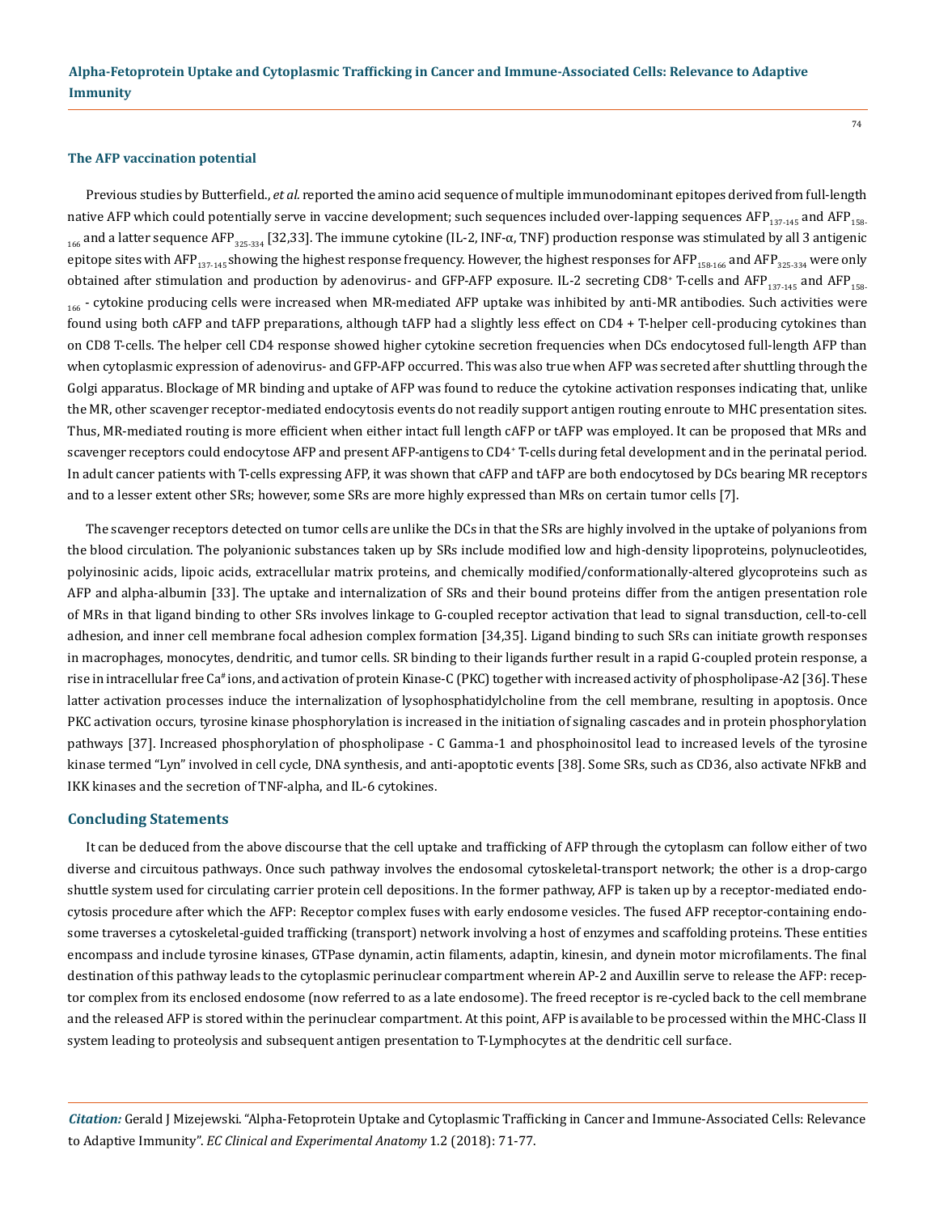### The AFP vaccination potential

Previous studies by Butterfield., *et al.* reported the amino acid sequence of multiple immunodominant epitopes derived from full-length native AFP which could potentially serve in vaccine development; such sequences included over-lapping sequences $AFP_{137\text{-}145}$ and $AFP_{158\text{-}166}$ and a latter sequence $AFP_{325\text{-}334}$ [32,33]. The immune cytokine (IL-2, INF-α, TNF) production response was stimulated by all 3 antigenic epitope sites with $AFP_{137\text{-}145}$ showing the highest response frequency. However, the highest responses for $AFP_{158\text{-}166}$ and $AFP_{325\text{-}334}$ were only obtained after stimulation and production by adenovirus- and GFP-AFP exposure. IL-2 secreting CD8⁺ T-cells and $AFP_{137\text{-}145}$ and $AFP_{158\text{-}166}$ - cytokine producing cells were increased when MR-mediated AFP uptake was inhibited by anti-MR antibodies. Such activities were found using both cAFP and tAFP preparations, although tAFP had a slightly less effect on CD4 + T-helper cell-producing cytokines than on CD8 T-cells. The helper cell CD4 response showed higher cytokine secretion frequencies when DCs endocytosed full-length AFP than when cytoplasmic expression of adenovirus- and GFP-AFP occurred. This was also true when AFP was secreted after shuttling through the Golgi apparatus. Blockage of MR binding and uptake of AFP was found to reduce the cytokine activation responses indicating that, unlike the MR, other scavenger receptor-mediated endocytosis events do not readily support antigen routing enroute to MHC presentation sites. Thus, MR-mediated routing is more efficient when either intact full length cAFP or tAFP was employed. It can be proposed that MRs and scavenger receptors could endocytose AFP and present AFP-antigens to CD4⁺ T-cells during fetal development and in the perinatal period. In adult cancer patients with T-cells expressing AFP, it was shown that cAFP and tAFP are both endocytosed by DCs bearing MR receptors and to a lesser extent other SRs; however, some SRs are more highly expressed than MRs on certain tumor cells [7].

The scavenger receptors detected on tumor cells are unlike the DCs in that the SRs are highly involved in the uptake of polyanions from the blood circulation. The polyanionic substances taken up by SRs include modified low and high-density lipoproteins, polynucleotides, polyinosinic acids, lipoic acids, extracellular matrix proteins, and chemically modified/conformationally-altered glycoproteins such as AFP and alpha-albumin [33]. The uptake and internalization of SRs and their bound proteins differ from the antigen presentation role of MRs in that ligand binding to other SRs involves linkage to G-coupled receptor activation that lead to signal transduction, cell-to-cell adhesion, and inner cell membrane focal adhesion complex formation [34,35]. Ligand binding to such SRs can initiate growth responses in macrophages, monocytes, dendritic, and tumor cells. SR binding to their ligands further result in a rapid G-coupled protein response, a rise in intracellular free $Ca^{\#}$ ions, and activation of protein Kinase-C (PKC) together with increased activity of phospholipase-A2 [36]. These latter activation processes induce the internalization of lysophosphatidylcholine from the cell membrane, resulting in apoptosis. Once PKC activation occurs, tyrosine kinase phosphorylation is increased in the initiation of signaling cascades and in protein phosphorylation pathways [37]. Increased phosphorylation of phospholipase - C Gamma-1 and phosphoinositol lead to increased levels of the tyrosine kinase termed "Lyn" involved in cell cycle, DNA synthesis, and anti-apoptotic events [38]. Some SRs, such as CD36, also activate NFkB and IKK kinases and the secretion of TNF-alpha, and IL-6 cytokines.

## Concluding Statements

It can be deduced from the above discourse that the cell uptake and trafficking of AFP through the cytoplasm can follow either of two diverse and circuitous pathways. Once such pathway involves the endosomal cytoskeletal-transport network; the other is a drop-cargo shuttle system used for circulating carrier protein cell depositions. In the former pathway, AFP is taken up by a receptor-mediated endocytosis procedure after which the AFP: Receptor complex fuses with early endosome vesicles. The fused AFP receptor-containing endosome traverses a cytoskeletal-guided trafficking (transport) network involving a host of enzymes and scaffolding proteins. These entities encompass and include tyrosine kinases, GTPase dynamin, actin filaments, adaptin, kinesin, and dynein motor microfilaments. The final destination of this pathway leads to the cytoplasmic perinuclear compartment wherein AP-2 and Auxillin serve to release the AFP: receptor complex from its enclosed endosome (now referred to as a late endosome). The freed receptor is re-cycled back to the cell membrane and the released AFP is stored within the perinuclear compartment. At this point, AFP is available to be processed within the MHC-Class II system leading to proteolysis and subsequent antigen presentation to T-Lymphocytes at the dendritic cell surface.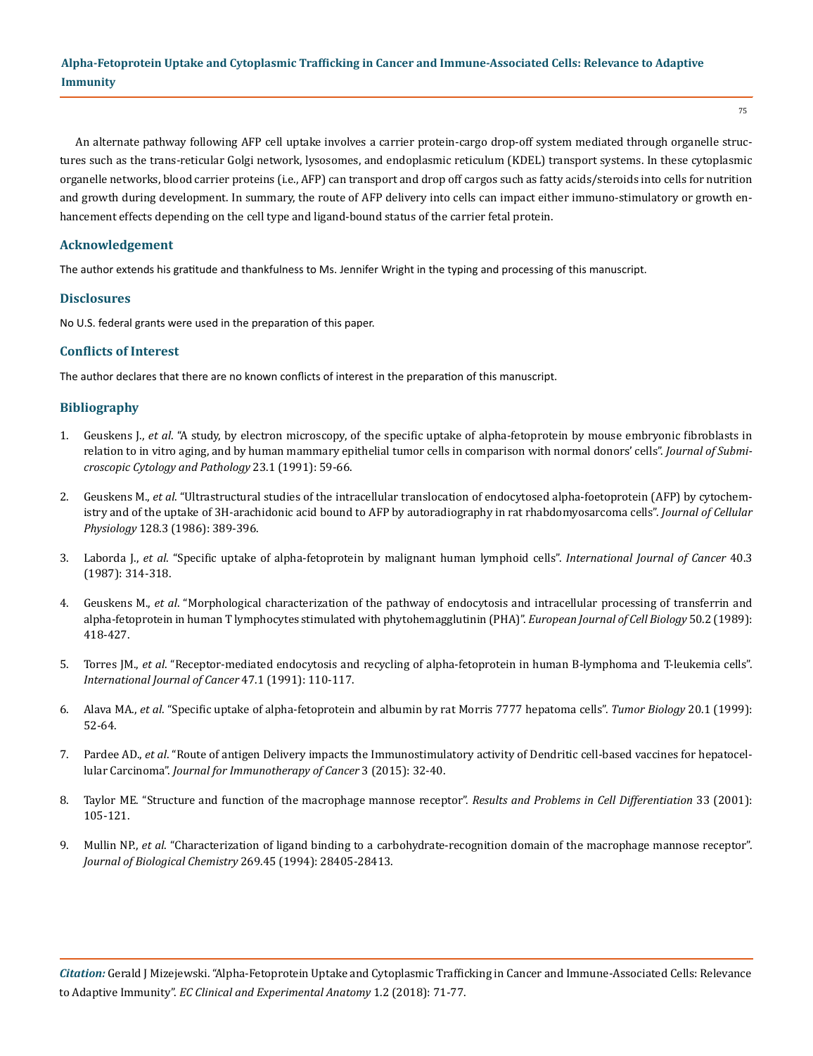An alternate pathway following AFP cell uptake involves a carrier protein-cargo drop-off system mediated through organelle structures such as the trans-reticular Golgi network, lysosomes, and endoplasmic reticulum (KDEL) transport systems. In these cytoplasmic organelle networks, blood carrier proteins (i.e., AFP) can transport and drop off cargos such as fatty acids/steroids into cells for nutrition and growth during development. In summary, the route of AFP delivery into cells can impact either immuno-stimulatory or growth enhancement effects depending on the cell type and ligand-bound status of the carrier fetal protein.

## Acknowledgement

The author extends his gratitude and thankfulness to Ms. Jennifer Wright in the typing and processing of this manuscript.

## Disclosures

No U.S. federal grants were used in the preparation of this paper.

## Conflicts of Interest

The author declares that there are no known conflicts of interest in the preparation of this manuscript.

## Bibliography

1. Geuskens J., *et al*. "A study, by electron microscopy, of the specific uptake of alpha-fetoprotein by mouse embryonic fibroblasts in relation to in vitro aging, and by human mammary epithelial tumor cells in comparison with normal donors' cells". *Journal of Submicroscopic Cytology and Pathology* 23.1 (1991): 59-66.
2. Geuskens M., *et al*. "Ultrastructural studies of the intracellular translocation of endocytosed alpha-foetoprotein (AFP) by cytochemistry and of the uptake of 3H-arachidonic acid bound to AFP by autoradiography in rat rhabdomyosarcoma cells". *Journal of Cellular Physiology* 128.3 (1986): 389-396.
3. Laborda J., *et al*. "Specific uptake of alpha-fetoprotein by malignant human lymphoid cells". *International Journal of Cancer* 40.3 (1987): 314-318.
4. Geuskens M., *et al*. "Morphological characterization of the pathway of endocytosis and intracellular processing of transferrin and alpha-fetoprotein in human T lymphocytes stimulated with phytohemagglutinin (PHA)". *European Journal of Cell Biology* 50.2 (1989): 418-427.
5. Torres JM., *et al*. "Receptor-mediated endocytosis and recycling of alpha-fetoprotein in human B-lymphoma and T-leukemia cells". *International Journal of Cancer* 47.1 (1991): 110-117.
6. Alava MA., *et al*. "Specific uptake of alpha-fetoprotein and albumin by rat Morris 7777 hepatoma cells". *Tumor Biology* 20.1 (1999): 52-64.
7. Pardee AD., *et al*. "Route of antigen Delivery impacts the Immunostimulatory activity of Dendritic cell-based vaccines for hepatocellular Carcinoma". *Journal for Immunotherapy of Cancer* 3 (2015): 32-40.
8. Taylor ME. "Structure and function of the macrophage mannose receptor". *Results and Problems in Cell Differentiation* 33 (2001): 105-121.
9. Mullin NP., *et al*. "Characterization of ligand binding to a carbohydrate-recognition domain of the macrophage mannose receptor". *Journal of Biological Chemistry* 269.45 (1994): 28405-28413.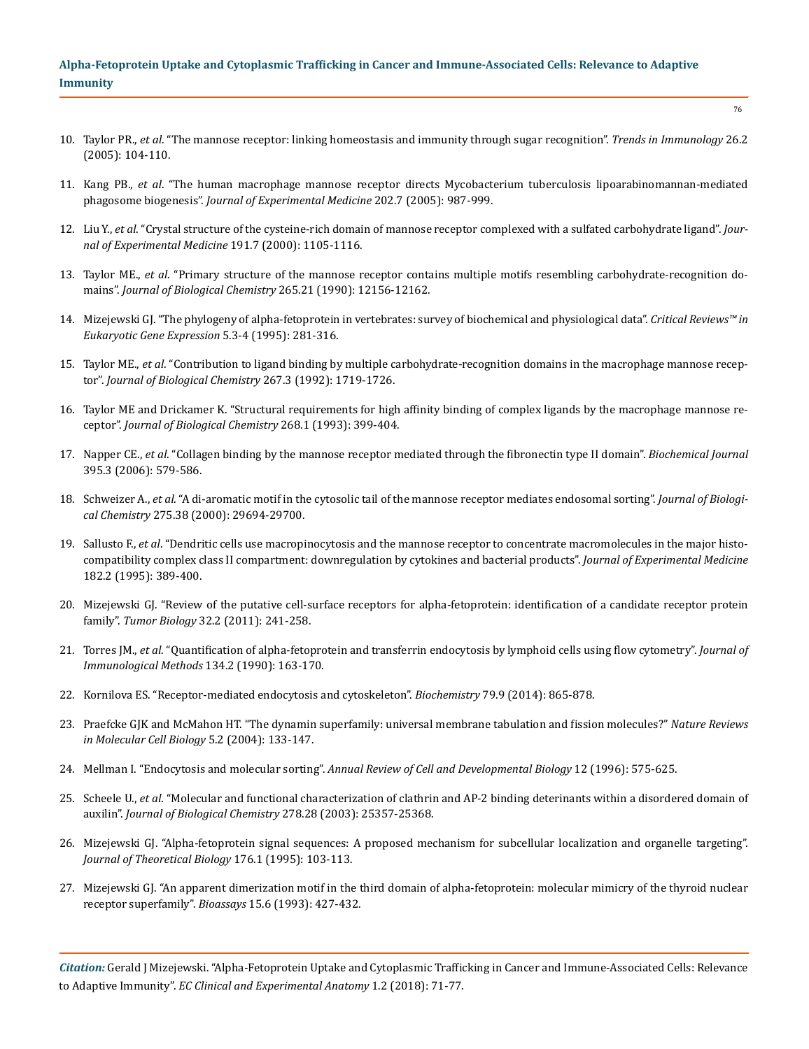10. Taylor PR., *et al*. "The mannose receptor: linking homeostasis and immunity through sugar recognition". *Trends in Immunology* 26.2 (2005): 104-110.

11. Kang PB., *et al*. "The human macrophage mannose receptor directs Mycobacterium tuberculosis lipoarabinomannan-mediated phagosome biogenesis". *Journal of Experimental Medicine* 202.7 (2005): 987-999.

12. Liu Y., *et al*. "Crystal structure of the cysteine-rich domain of mannose receptor complexed with a sulfated carbohydrate ligand". *Journal of Experimental Medicine* 191.7 (2000): 1105-1116.

13. Taylor ME., *et al*. "Primary structure of the mannose receptor contains multiple motifs resembling carbohydrate-recognition domains". *Journal of Biological Chemistry* 265.21 (1990): 12156-12162.

14. Mizejewski GJ. "The phylogeny of alpha-fetoprotein in vertebrates: survey of biochemical and physiological data". *Critical Reviews™ in Eukaryotic Gene Expression* 5.3-4 (1995): 281-316.

15. Taylor ME., *et al*. "Contribution to ligand binding by multiple carbohydrate-recognition domains in the macrophage mannose receptor". *Journal of Biological Chemistry* 267.3 (1992): 1719-1726.

16. Taylor ME and Drickamer K. "Structural requirements for high affinity binding of complex ligands by the macrophage mannose receptor". *Journal of Biological Chemistry* 268.1 (1993): 399-404.

17. Napper CE., *et al*. "Collagen binding by the mannose receptor mediated through the fibronectin type II domain". *Biochemical Journal* 395.3 (2006): 579-586.

18. Schweizer A., *et al*. "A di-aromatic motif in the cytosolic tail of the mannose receptor mediates endosomal sorting". *Journal of Biological Chemistry* 275.38 (2000): 29694-29700.

19. Sallusto F., *et al*. "Dendritic cells use macropinocytosis and the mannose receptor to concentrate macromolecules in the major histocompatibility complex class II compartment: downregulation by cytokines and bacterial products". *Journal of Experimental Medicine* 182.2 (1995): 389-400.

20. Mizejewski GJ. "Review of the putative cell-surface receptors for alpha-fetoprotein: identification of a candidate receptor protein family". *Tumor Biology* 32.2 (2011): 241-258.

21. Torres JM., *et al*. "Quantification of alpha-fetoprotein and transferrin endocytosis by lymphoid cells using flow cytometry". *Journal of Immunological Methods* 134.2 (1990): 163-170.

22. Kornilova ES. "Receptor-mediated endocytosis and cytoskeleton". *Biochemistry* 79.9 (2014): 865-878.

23. Praefcke GJK and McMahon HT. "The dynamin superfamily: universal membrane tabulation and fission molecules?" *Nature Reviews in Molecular Cell Biology* 5.2 (2004): 133-147.

24. Mellman I. "Endocytosis and molecular sorting". *Annual Review of Cell and Developmental Biology* 12 (1996): 575-625.

25. Scheele U., *et al*. "Molecular and functional characterization of clathrin and AP-2 binding deterinants within a disordered domain of auxilin". *Journal of Biological Chemistry* 278.28 (2003): 25357-25368.

26. Mizejewski GJ. "Alpha-fetoprotein signal sequences: A proposed mechanism for subcellular localization and organelle targeting". *Journal of Theoretical Biology* 176.1 (1995): 103-113.

27. Mizejewski GJ. "An apparent dimerization motif in the third domain of alpha-fetoprotein: molecular mimicry of the thyroid nuclear receptor superfamily". *Bioassays* 15.6 (1993): 427-432.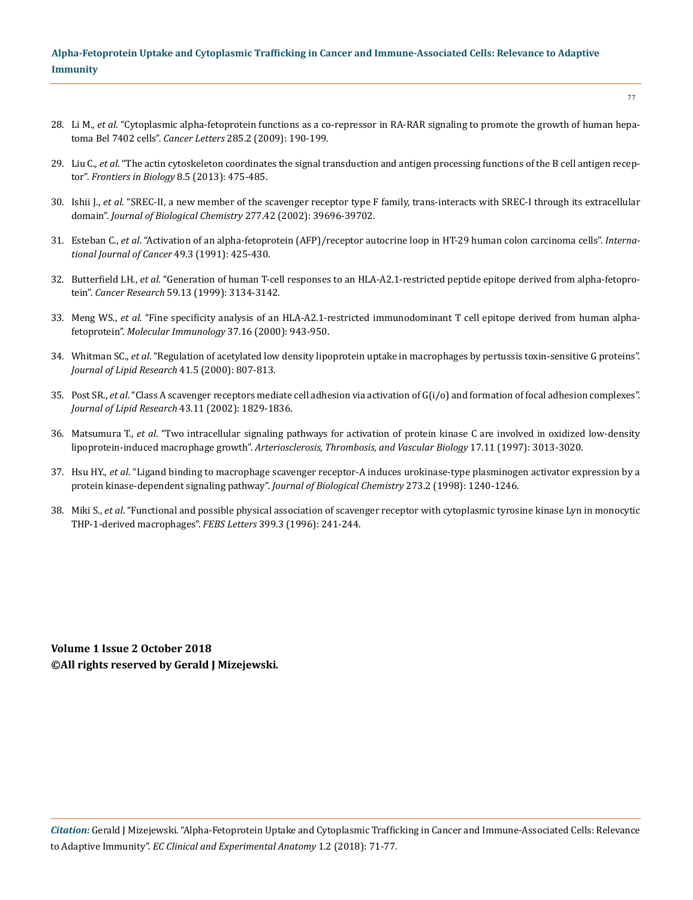28. Li M., *et al*. "Cytoplasmic alpha-fetoprotein functions as a co-repressor in RA-RAR signaling to promote the growth of human hepatoma Bel 7402 cells". *Cancer Letters* 285.2 (2009): 190-199.

29. Liu C., *et al*. "The actin cytoskeleton coordinates the signal transduction and antigen processing functions of the B cell antigen receptor". *Frontiers in Biology* 8.5 (2013): 475-485.

30. Ishii J., *et al*. "SREC-II, a new member of the scavenger receptor type F family, trans-interacts with SREC-I through its extracellular domain". *Journal of Biological Chemistry* 277.42 (2002): 39696-39702.

31. Esteban C., *et al*. "Activation of an alpha-fetoprotein (AFP)/receptor autocrine loop in HT-29 human colon carcinoma cells". *International Journal of Cancer* 49.3 (1991): 425-430.

32. Butterfield LH., *et al*. "Generation of human T-cell responses to an HLA-A2.1-restricted peptide epitope derived from alpha-fetoprotein". *Cancer Research* 59.13 (1999): 3134-3142.

33. Meng WS., *et al*. "Fine specificity analysis of an HLA-A2.1-restricted immunodominant T cell epitope derived from human alpha-fetoprotein". *Molecular Immunology* 37.16 (2000): 943-950.

34. Whitman SC., *et al*. "Regulation of acetylated low density lipoprotein uptake in macrophages by pertussis toxin-sensitive G proteins". *Journal of Lipid Research* 41.5 (2000): 807-813.

35. Post SR., *et al*. "Class A scavenger receptors mediate cell adhesion via activation of G(i/o) and formation of focal adhesion complexes". *Journal of Lipid Research* 43.11 (2002): 1829-1836.

36. Matsumura T., *et al*. "Two intracellular signaling pathways for activation of protein kinase C are involved in oxidized low-density lipoprotein-induced macrophage growth". *Arteriosclerosis, Thrombosis, and Vascular Biology* 17.11 (1997): 3013-3020.

37. Hsu HY., *et al*. "Ligand binding to macrophage scavenger receptor-A induces urokinase-type plasminogen activator expression by a protein kinase-dependent signaling pathway". *Journal of Biological Chemistry* 273.2 (1998): 1240-1246.

38. Miki S., *et al*. "Functional and possible physical association of scavenger receptor with cytoplasmic tyrosine kinase Lyn in monocytic THP-1-derived macrophages". *FEBS Letters* 399.3 (1996): 241-244.

**Volume 1 Issue 2 October 2018**
**©All rights reserved by Gerald J Mizejewski.**